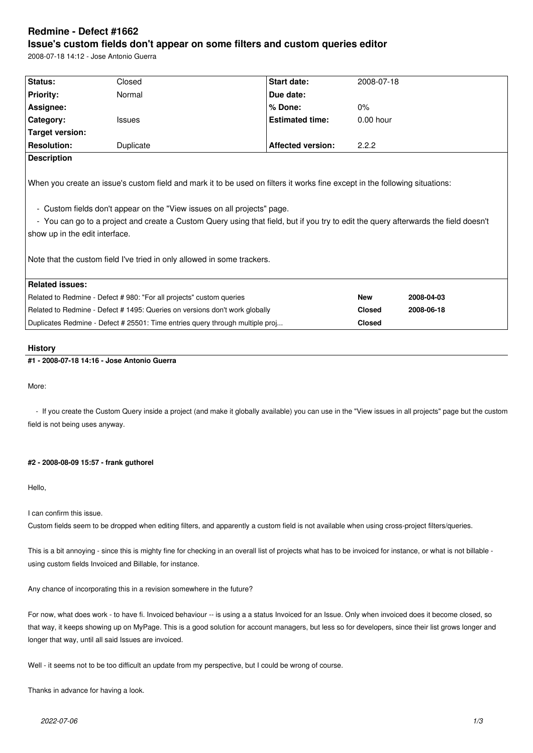# Redmine - Defect #1662

## Issue's custom fields don't appear on some filters and custom queries editor

2008-07-18 14:12 - Jose Antonio Guerra

| Status: | Closed | Start date: | 2008-07-18 |
|---|---|---|---|
| Priority: | Normal | Due date: | |
| Assignee: | | % Done: | 0% |
| Category: | Issues | Estimated time: | 0.00 hour |
| Target version: | | | |
| Resolution: | Duplicate | Affected version: | 2.2.2 |

**Description**

When you create an issue's custom field and mark it to be used on filters it works fine except in the following situations:

- Custom fields don't appear on the "View issues on all projects" page.
- You can go to a project and create a Custom Query using that field, but if you try to edit the query afterwards the field doesn't show up in the edit interface.

Note that the custom field I've tried in only allowed in some trackers.

**Related issues:**

| | | |
|---|---|---|
| Related to Redmine - Defect # 980: "For all projects" custom queries | New | 2008-04-03 |
| Related to Redmine - Defect # 1495: Queries on versions don't work globally | Closed | 2008-06-18 |
| Duplicates Redmine - Defect # 25501: Time entries query through multiple proj... | Closed | |

### History

#### #1 - 2008-07-18 14:16 - Jose Antonio Guerra

More:

- If you create the Custom Query inside a project (and make it globally available) you can use in the "View issues in all projects" page but the custom field is not being uses anyway.

#### #2 - 2008-08-09 15:57 - frank guthorel

Hello,

I can confirm this issue.
Custom fields seem to be dropped when editing filters, and apparently a custom field is not available when using cross-project filters/queries.

This is a bit annoying - since this is mighty fine for checking in an overall list of projects what has to be invoiced for instance, or what is not billable - using custom fields Invoiced and Billable, for instance.

Any chance of incorporating this in a revision somewhere in the future?

For now, what does work - to have fi. Invoiced behaviour -- is using a a status Invoiced for an Issue. Only when invoiced does it become closed, so that way, it keeps showing up on MyPage. This is a good solution for account managers, but less so for developers, since their list grows longer and longer that way, until all said Issues are invoiced.

Well - it seems not to be too difficult an update from my perspective, but I could be wrong of course.

Thanks in advance for having a look.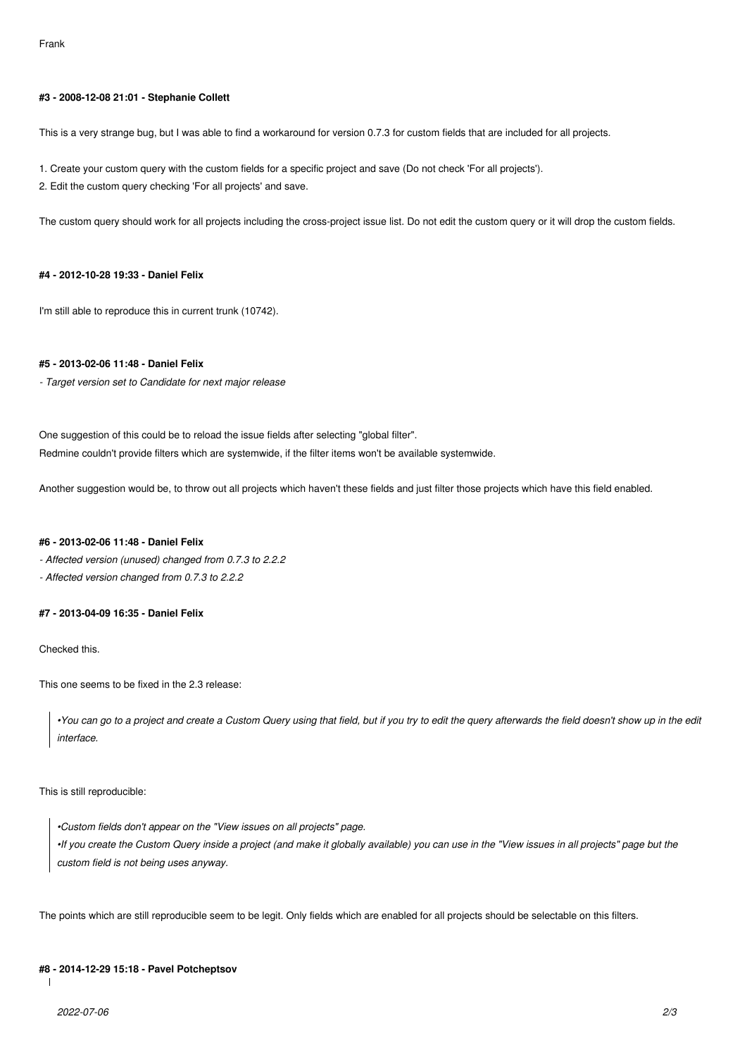Frank

#### #3 - 2008-12-08 21:01 - Stephanie Collett

This is a very strange bug, but I was able to find a workaround for version 0.7.3 for custom fields that are included for all projects.

1. Create your custom query with the custom fields for a specific project and save (Do not check 'For all projects').
2. Edit the custom query checking 'For all projects' and save.

The custom query should work for all projects including the cross-project issue list. Do not edit the custom query or it will drop the custom fields.

#### #4 - 2012-10-28 19:33 - Daniel Felix

I'm still able to reproduce this in current trunk (10742).

#### #5 - 2013-02-06 11:48 - Daniel Felix

*- Target version set to Candidate for next major release*

One suggestion of this could be to reload the issue fields after selecting "global filter".
Redmine couldn't provide filters which are systemwide, if the filter items won't be available systemwide.

Another suggestion would be, to throw out all projects which haven't these fields and just filter those projects which have this field enabled.

#### #6 - 2013-02-06 11:48 - Daniel Felix

*- Affected version (unused) changed from 0.7.3 to 2.2.2*
*- Affected version changed from 0.7.3 to 2.2.2*

#### #7 - 2013-04-09 16:35 - Daniel Felix

Checked this.

This one seems to be fixed in the 2.3 release:

> *•You can go to a project and create a Custom Query using that field, but if you try to edit the query afterwards the field doesn't show up in the edit interface.*

This is still reproducible:

> *•Custom fields don't appear on the "View issues on all projects" page.*
> *•If you create the Custom Query inside a project (and make it globally available) you can use in the "View issues in all projects" page but the custom field is not being uses anyway.*

The points which are still reproducible seem to be legit. Only fields which are enabled for all projects should be selectable on this filters.

#### #8 - 2014-12-29 15:18 - Pavel Potcheptsov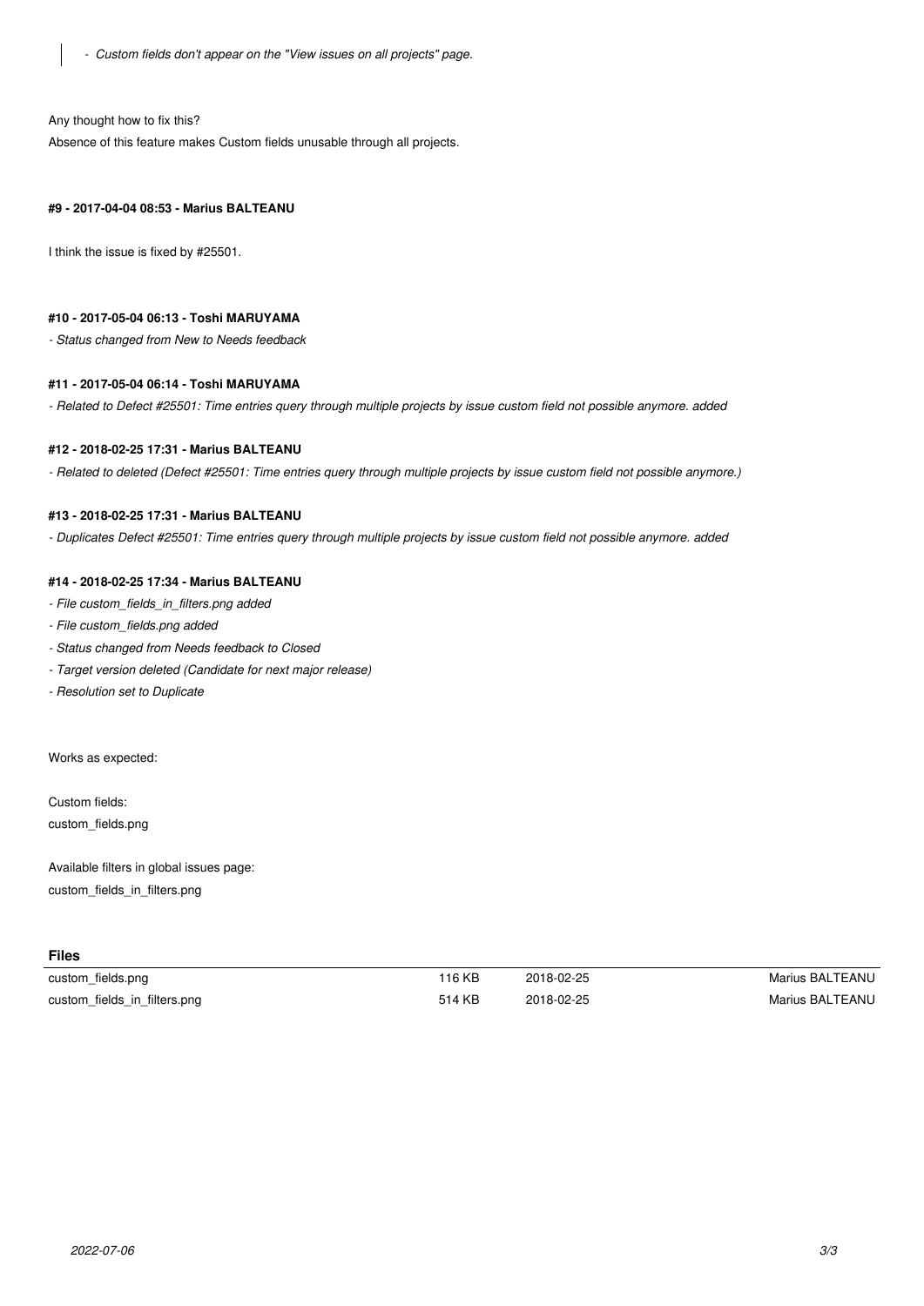> - *Custom fields don't appear on the "View issues on all projects" page.*

Any thought how to fix this?

Absence of this feature makes Custom fields unusable through all projects.

#### #9 - 2017-04-04 08:53 - Marius BALTEANU

I think the issue is fixed by #25501.

#### #10 - 2017-05-04 06:13 - Toshi MARUYAMA

*- Status changed from New to Needs feedback*

#### #11 - 2017-05-04 06:14 - Toshi MARUYAMA

*- Related to Defect #25501: Time entries query through multiple projects by issue custom field not possible anymore. added*

#### #12 - 2018-02-25 17:31 - Marius BALTEANU

*- Related to deleted (Defect #25501: Time entries query through multiple projects by issue custom field not possible anymore.)*

#### #13 - 2018-02-25 17:31 - Marius BALTEANU

*- Duplicates Defect #25501: Time entries query through multiple projects by issue custom field not possible anymore. added*

#### #14 - 2018-02-25 17:34 - Marius BALTEANU

*- File custom_fields_in_filters.png added*

*- File custom_fields.png added*

*- Status changed from Needs feedback to Closed*

*- Target version deleted (Candidate for next major release)*

*- Resolution set to Duplicate*

Works as expected:

Custom fields:
custom_fields.png

Available filters in global issues page:
custom_fields_in_filters.png

### Files

| | | | |
|---|---|---|---|
| custom_fields.png | 116 KB | 2018-02-25 | Marius BALTEANU |
| custom_fields_in_filters.png | 514 KB | 2018-02-25 | Marius BALTEANU |